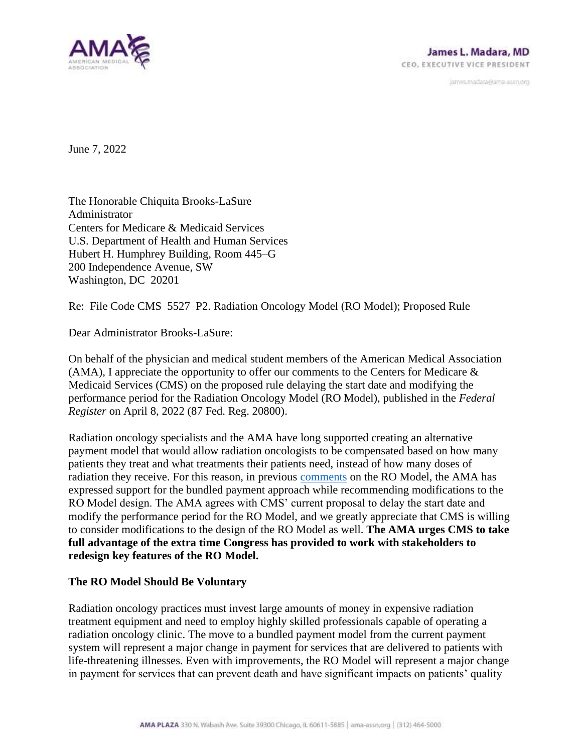**James L. Madara, MD**
CEO, EXECUTIVE VICE PRESIDENT

james.madara@ama-assn.org

June 7, 2022

The Honorable Chiquita Brooks-LaSure
Administrator
Centers for Medicare & Medicaid Services
U.S. Department of Health and Human Services
Hubert H. Humphrey Building, Room 445–G
200 Independence Avenue, SW
Washington, DC 20201

Re: File Code CMS–5527–P2. Radiation Oncology Model (RO Model); Proposed Rule

Dear Administrator Brooks-LaSure:

On behalf of the physician and medical student members of the American Medical Association (AMA), I appreciate the opportunity to offer our comments to the Centers for Medicare & Medicaid Services (CMS) on the proposed rule delaying the start date and modifying the performance period for the Radiation Oncology Model (RO Model), published in the *Federal Register* on April 8, 2022 (87 Fed. Reg. 20800).

Radiation oncology specialists and the AMA have long supported creating an alternative payment model that would allow radiation oncologists to be compensated based on how many patients they treat and what treatments their patients need, instead of how many doses of radiation they receive. For this reason, in previous comments on the RO Model, the AMA has expressed support for the bundled payment approach while recommending modifications to the RO Model design. The AMA agrees with CMS' current proposal to delay the start date and modify the performance period for the RO Model, and we greatly appreciate that CMS is willing to consider modifications to the design of the RO Model as well. **The AMA urges CMS to take full advantage of the extra time Congress has provided to work with stakeholders to redesign key features of the RO Model.**

**The RO Model Should Be Voluntary**

Radiation oncology practices must invest large amounts of money in expensive radiation treatment equipment and need to employ highly skilled professionals capable of operating a radiation oncology clinic. The move to a bundled payment model from the current payment system will represent a major change in payment for services that are delivered to patients with life-threatening illnesses. Even with improvements, the RO Model will represent a major change in payment for services that can prevent death and have significant impacts on patients' quality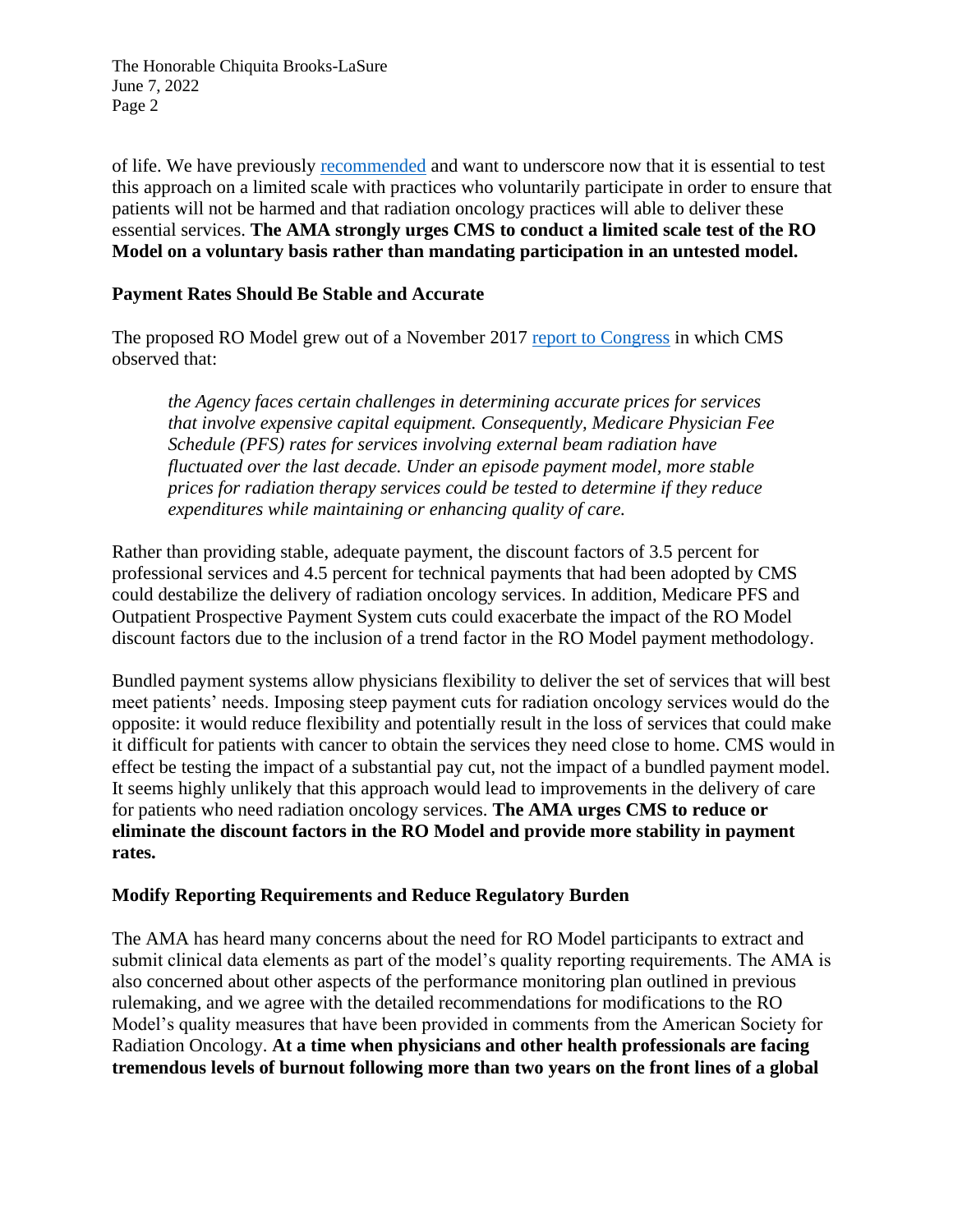of life. We have previously recommended and want to underscore now that it is essential to test this approach on a limited scale with practices who voluntarily participate in order to ensure that patients will not be harmed and that radiation oncology practices will able to deliver these essential services. **The AMA strongly urges CMS to conduct a limited scale test of the RO Model on a voluntary basis rather than mandating participation in an untested model.**

### Payment Rates Should Be Stable and Accurate

The proposed RO Model grew out of a November 2017 report to Congress in which CMS observed that:

> *the Agency faces certain challenges in determining accurate prices for services that involve expensive capital equipment. Consequently, Medicare Physician Fee Schedule (PFS) rates for services involving external beam radiation have fluctuated over the last decade. Under an episode payment model, more stable prices for radiation therapy services could be tested to determine if they reduce expenditures while maintaining or enhancing quality of care.*

Rather than providing stable, adequate payment, the discount factors of 3.5 percent for professional services and 4.5 percent for technical payments that had been adopted by CMS could destabilize the delivery of radiation oncology services. In addition, Medicare PFS and Outpatient Prospective Payment System cuts could exacerbate the impact of the RO Model discount factors due to the inclusion of a trend factor in the RO Model payment methodology.

Bundled payment systems allow physicians flexibility to deliver the set of services that will best meet patients' needs. Imposing steep payment cuts for radiation oncology services would do the opposite: it would reduce flexibility and potentially result in the loss of services that could make it difficult for patients with cancer to obtain the services they need close to home. CMS would in effect be testing the impact of a substantial pay cut, not the impact of a bundled payment model. It seems highly unlikely that this approach would lead to improvements in the delivery of care for patients who need radiation oncology services. **The AMA urges CMS to reduce or eliminate the discount factors in the RO Model and provide more stability in payment rates.**

### Modify Reporting Requirements and Reduce Regulatory Burden

The AMA has heard many concerns about the need for RO Model participants to extract and submit clinical data elements as part of the model's quality reporting requirements. The AMA is also concerned about other aspects of the performance monitoring plan outlined in previous rulemaking, and we agree with the detailed recommendations for modifications to the RO Model's quality measures that have been provided in comments from the American Society for Radiation Oncology. **At a time when physicians and other health professionals are facing tremendous levels of burnout following more than two years on the front lines of a global**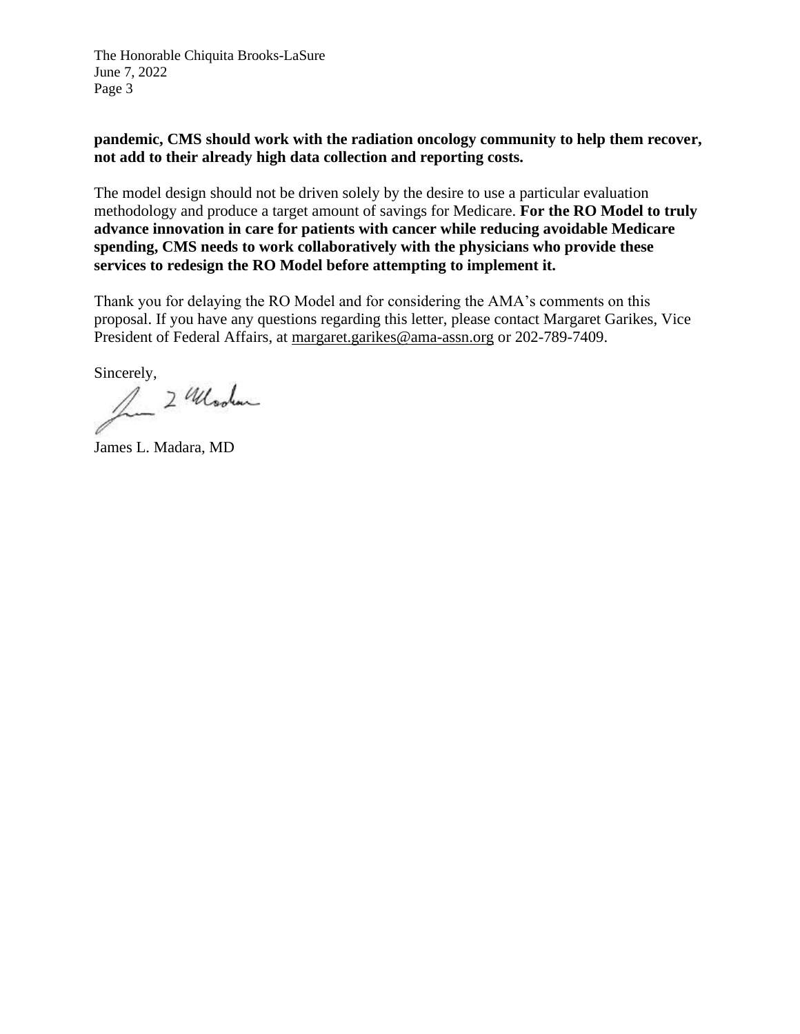**pandemic, CMS should work with the radiation oncology community to help them recover, not add to their already high data collection and reporting costs.**

The model design should not be driven solely by the desire to use a particular evaluation methodology and produce a target amount of savings for Medicare. **For the RO Model to truly advance innovation in care for patients with cancer while reducing avoidable Medicare spending, CMS needs to work collaboratively with the physicians who provide these services to redesign the RO Model before attempting to implement it.**

Thank you for delaying the RO Model and for considering the AMA's comments on this proposal. If you have any questions regarding this letter, please contact Margaret Garikes, Vice President of Federal Affairs, at margaret.garikes@ama-assn.org or 202-789-7409.

Sincerely,

James L. Madara, MD